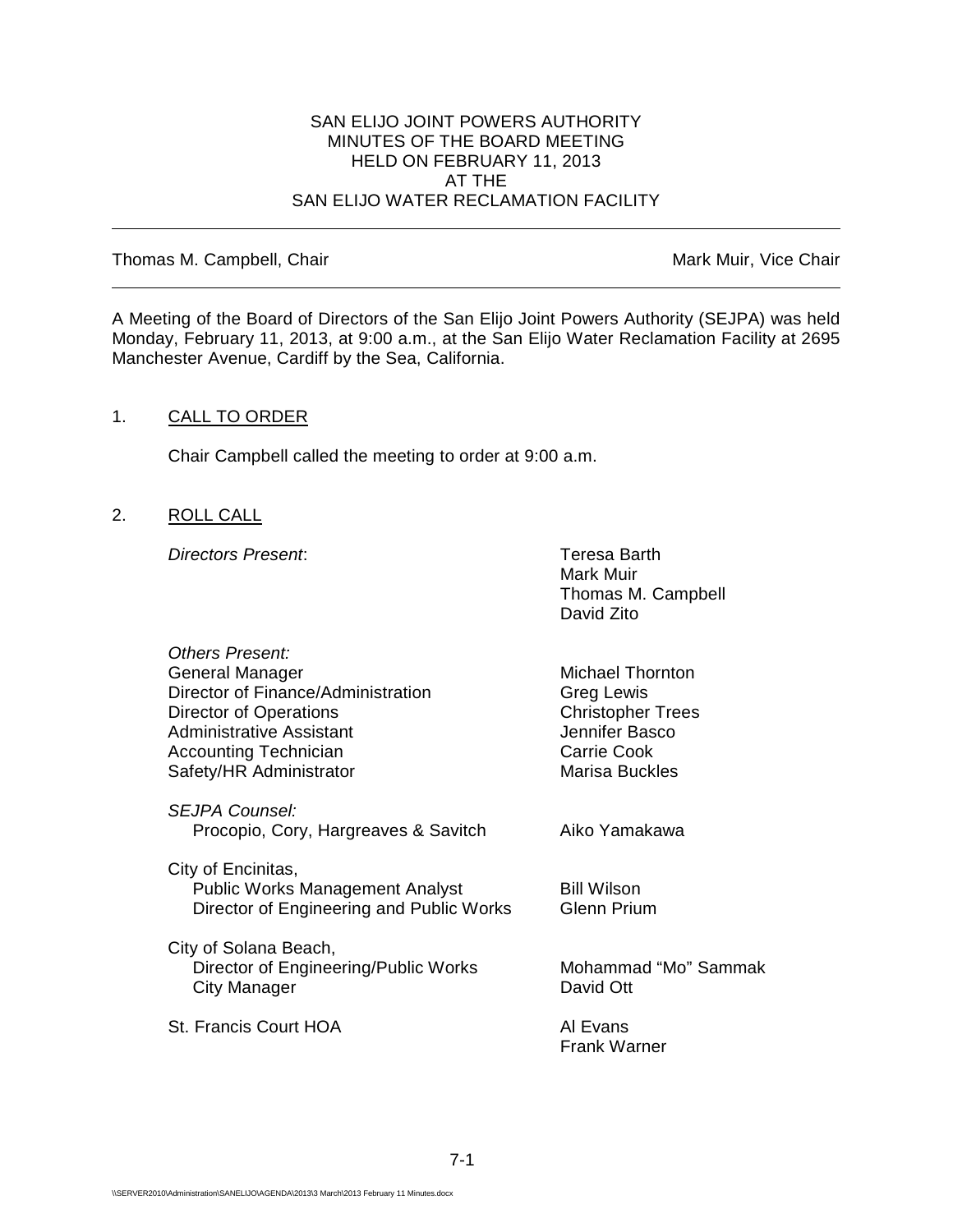# SAN ELIJO JOINT POWERS AUTHORITY
## MINUTES OF THE BOARD MEETING
## HELD ON FEBRUARY 11, 2013
## AT THE
## SAN ELIJO WATER RECLAMATION FACILITY

---

Thomas M. Campbell, Chair — Mark Muir, Vice Chair

---

A Meeting of the Board of Directors of the San Elijo Joint Powers Authority (SEJPA) was held Monday, February 11, 2013, at 9:00 a.m., at the San Elijo Water Reclamation Facility at 2695 Manchester Avenue, Cardiff by the Sea, California.

1. CALL TO ORDER

   Chair Campbell called the meeting to order at 9:00 a.m.

2. ROLL CALL

   *Directors Present*:

   Teresa Barth
   Mark Muir
   Thomas M. Campbell
   David Zito

   *Others Present:*

   | | |
   |---|---|
   | General Manager | Michael Thornton |
   | Director of Finance/Administration | Greg Lewis |
   | Director of Operations | Christopher Trees |
   | Administrative Assistant | Jennifer Basco |
   | Accounting Technician | Carrie Cook |
   | Safety/HR Administrator | Marisa Buckles |

   *SEJPA Counsel:*

   | | |
   |---|---|
   | Procopio, Cory, Hargreaves & Savitch | Aiko Yamakawa |

   City of Encinitas,

   | | |
   |---|---|
   | Public Works Management Analyst | Bill Wilson |
   | Director of Engineering and Public Works | Glenn Prium |

   City of Solana Beach,

   | | |
   |---|---|
   | Director of Engineering/Public Works | Mohammad "Mo" Sammak |
   | City Manager | David Ott |

   St. Francis Court HOA — Al Evans, Frank Warner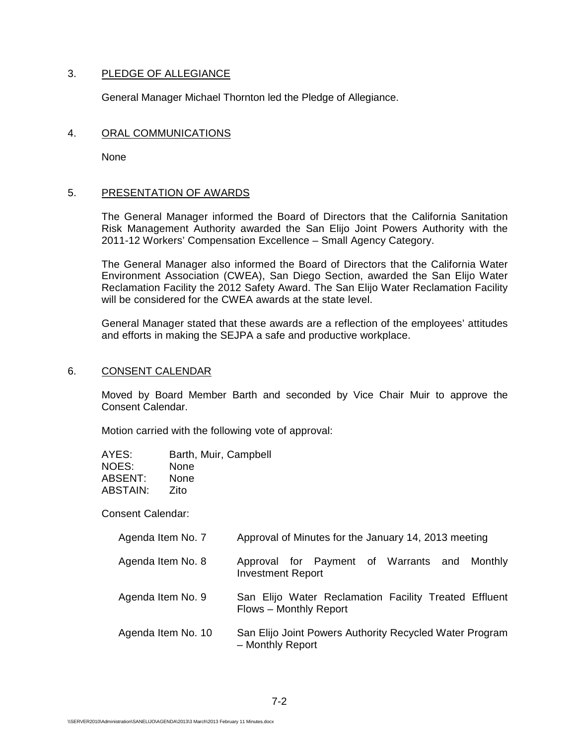## 3. PLEDGE OF ALLEGIANCE

General Manager Michael Thornton led the Pledge of Allegiance.

## 4. ORAL COMMUNICATIONS

None

## 5. PRESENTATION OF AWARDS

The General Manager informed the Board of Directors that the California Sanitation Risk Management Authority awarded the San Elijo Joint Powers Authority with the 2011-12 Workers' Compensation Excellence – Small Agency Category.

The General Manager also informed the Board of Directors that the California Water Environment Association (CWEA), San Diego Section, awarded the San Elijo Water Reclamation Facility the 2012 Safety Award. The San Elijo Water Reclamation Facility will be considered for the CWEA awards at the state level.

General Manager stated that these awards are a reflection of the employees' attitudes and efforts in making the SEJPA a safe and productive workplace.

## 6. CONSENT CALENDAR

Moved by Board Member Barth and seconded by Vice Chair Muir to approve the Consent Calendar.

Motion carried with the following vote of approval:

AYES: Barth, Muir, Campbell
NOES: None
ABSENT: None
ABSTAIN: Zito

Consent Calendar:

| | |
|---|---|
| Agenda Item No. 7 | Approval of Minutes for the January 14, 2013 meeting |
| Agenda Item No. 8 | Approval for Payment of Warrants and Monthly Investment Report |
| Agenda Item No. 9 | San Elijo Water Reclamation Facility Treated Effluent Flows – Monthly Report |
| Agenda Item No. 10 | San Elijo Joint Powers Authority Recycled Water Program – Monthly Report |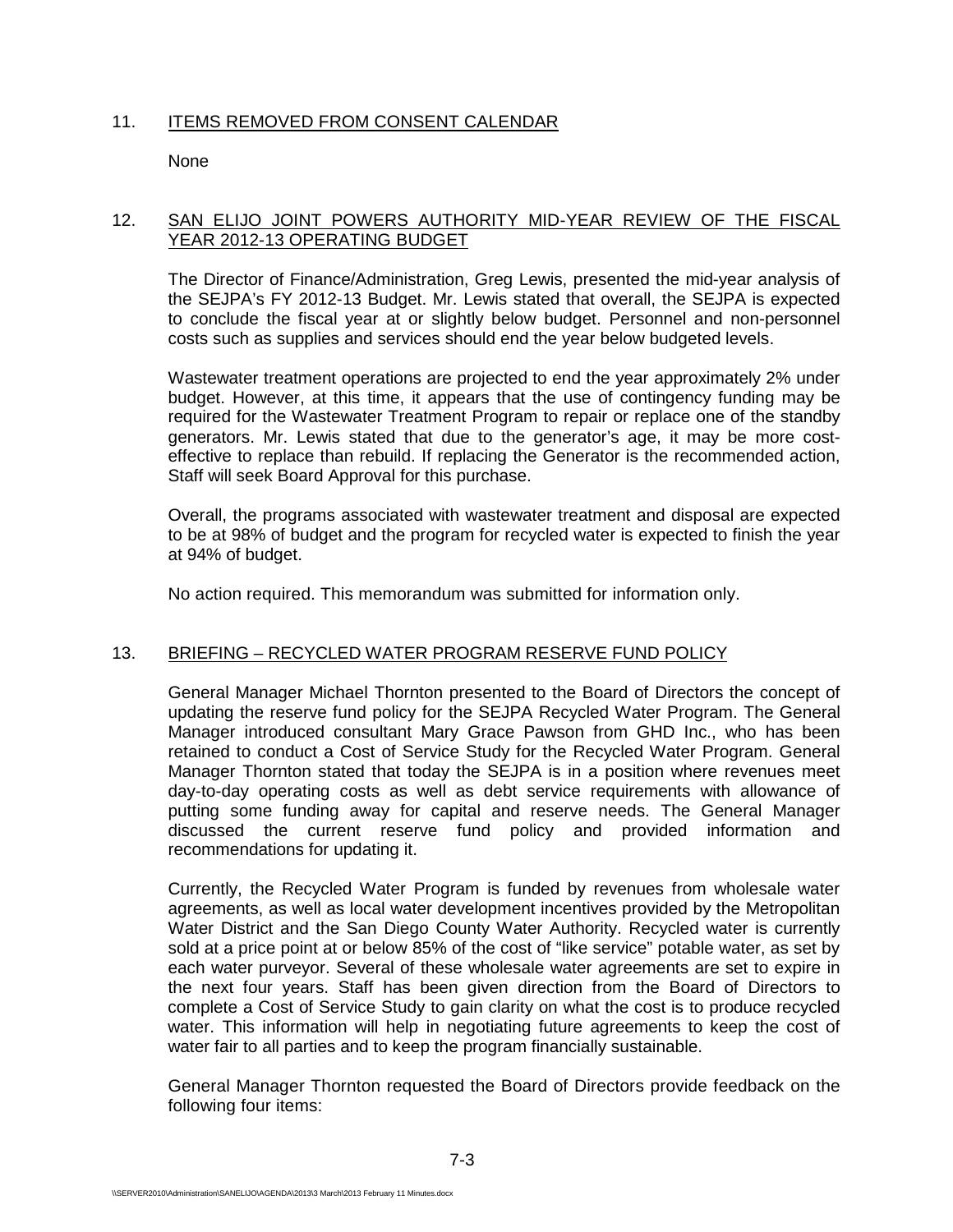## 11. ITEMS REMOVED FROM CONSENT CALENDAR

None

## 12. SAN ELIJO JOINT POWERS AUTHORITY MID-YEAR REVIEW OF THE FISCAL YEAR 2012-13 OPERATING BUDGET

The Director of Finance/Administration, Greg Lewis, presented the mid-year analysis of the SEJPA's FY 2012-13 Budget. Mr. Lewis stated that overall, the SEJPA is expected to conclude the fiscal year at or slightly below budget. Personnel and non-personnel costs such as supplies and services should end the year below budgeted levels.

Wastewater treatment operations are projected to end the year approximately 2% under budget. However, at this time, it appears that the use of contingency funding may be required for the Wastewater Treatment Program to repair or replace one of the standby generators. Mr. Lewis stated that due to the generator's age, it may be more cost-effective to replace than rebuild. If replacing the Generator is the recommended action, Staff will seek Board Approval for this purchase.

Overall, the programs associated with wastewater treatment and disposal are expected to be at 98% of budget and the program for recycled water is expected to finish the year at 94% of budget.

No action required. This memorandum was submitted for information only.

## 13. BRIEFING – RECYCLED WATER PROGRAM RESERVE FUND POLICY

General Manager Michael Thornton presented to the Board of Directors the concept of updating the reserve fund policy for the SEJPA Recycled Water Program. The General Manager introduced consultant Mary Grace Pawson from GHD Inc., who has been retained to conduct a Cost of Service Study for the Recycled Water Program. General Manager Thornton stated that today the SEJPA is in a position where revenues meet day-to-day operating costs as well as debt service requirements with allowance of putting some funding away for capital and reserve needs. The General Manager discussed the current reserve fund policy and provided information and recommendations for updating it.

Currently, the Recycled Water Program is funded by revenues from wholesale water agreements, as well as local water development incentives provided by the Metropolitan Water District and the San Diego County Water Authority. Recycled water is currently sold at a price point at or below 85% of the cost of "like service" potable water, as set by each water purveyor. Several of these wholesale water agreements are set to expire in the next four years. Staff has been given direction from the Board of Directors to complete a Cost of Service Study to gain clarity on what the cost is to produce recycled water. This information will help in negotiating future agreements to keep the cost of water fair to all parties and to keep the program financially sustainable.

General Manager Thornton requested the Board of Directors provide feedback on the following four items: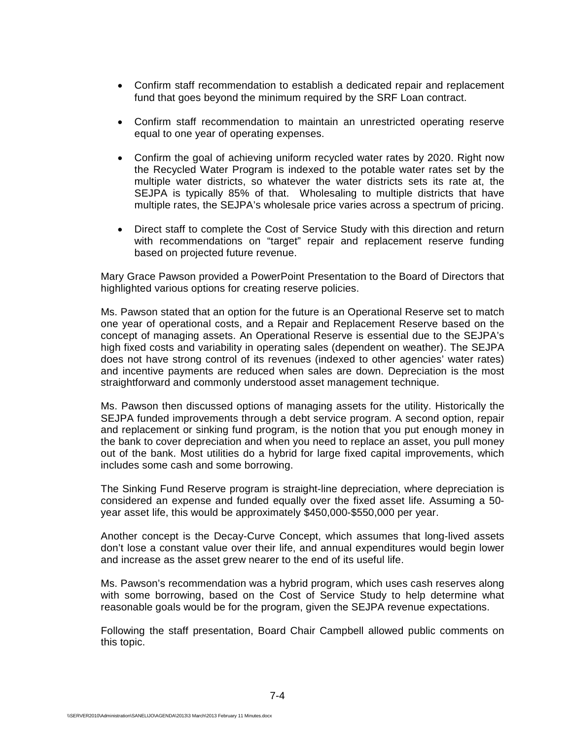- Confirm staff recommendation to establish a dedicated repair and replacement fund that goes beyond the minimum required by the SRF Loan contract.

- Confirm staff recommendation to maintain an unrestricted operating reserve equal to one year of operating expenses.

- Confirm the goal of achieving uniform recycled water rates by 2020. Right now the Recycled Water Program is indexed to the potable water rates set by the multiple water districts, so whatever the water districts sets its rate at, the SEJPA is typically 85% of that. Wholesaling to multiple districts that have multiple rates, the SEJPA's wholesale price varies across a spectrum of pricing.

- Direct staff to complete the Cost of Service Study with this direction and return with recommendations on "target" repair and replacement reserve funding based on projected future revenue.

Mary Grace Pawson provided a PowerPoint Presentation to the Board of Directors that highlighted various options for creating reserve policies.

Ms. Pawson stated that an option for the future is an Operational Reserve set to match one year of operational costs, and a Repair and Replacement Reserve based on the concept of managing assets. An Operational Reserve is essential due to the SEJPA's high fixed costs and variability in operating sales (dependent on weather). The SEJPA does not have strong control of its revenues (indexed to other agencies' water rates) and incentive payments are reduced when sales are down. Depreciation is the most straightforward and commonly understood asset management technique.

Ms. Pawson then discussed options of managing assets for the utility. Historically the SEJPA funded improvements through a debt service program. A second option, repair and replacement or sinking fund program, is the notion that you put enough money in the bank to cover depreciation and when you need to replace an asset, you pull money out of the bank. Most utilities do a hybrid for large fixed capital improvements, which includes some cash and some borrowing.

The Sinking Fund Reserve program is straight-line depreciation, where depreciation is considered an expense and funded equally over the fixed asset life. Assuming a 50-year asset life, this would be approximately $450,000-$550,000 per year.

Another concept is the Decay-Curve Concept, which assumes that long-lived assets don't lose a constant value over their life, and annual expenditures would begin lower and increase as the asset grew nearer to the end of its useful life.

Ms. Pawson's recommendation was a hybrid program, which uses cash reserves along with some borrowing, based on the Cost of Service Study to help determine what reasonable goals would be for the program, given the SEJPA revenue expectations.

Following the staff presentation, Board Chair Campbell allowed public comments on this topic.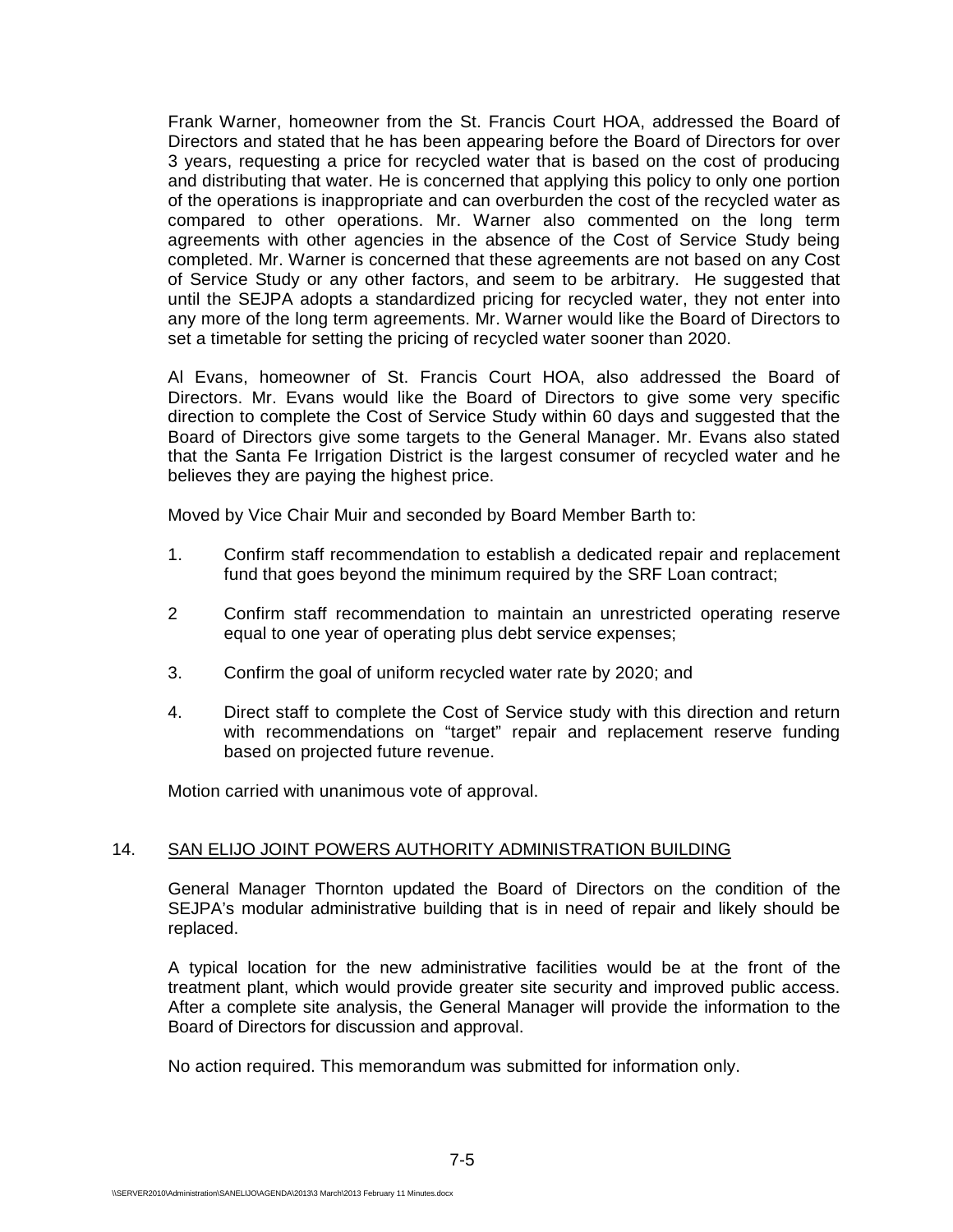Frank Warner, homeowner from the St. Francis Court HOA, addressed the Board of Directors and stated that he has been appearing before the Board of Directors for over 3 years, requesting a price for recycled water that is based on the cost of producing and distributing that water. He is concerned that applying this policy to only one portion of the operations is inappropriate and can overburden the cost of the recycled water as compared to other operations. Mr. Warner also commented on the long term agreements with other agencies in the absence of the Cost of Service Study being completed. Mr. Warner is concerned that these agreements are not based on any Cost of Service Study or any other factors, and seem to be arbitrary. He suggested that until the SEJPA adopts a standardized pricing for recycled water, they not enter into any more of the long term agreements. Mr. Warner would like the Board of Directors to set a timetable for setting the pricing of recycled water sooner than 2020.

Al Evans, homeowner of St. Francis Court HOA, also addressed the Board of Directors. Mr. Evans would like the Board of Directors to give some very specific direction to complete the Cost of Service Study within 60 days and suggested that the Board of Directors give some targets to the General Manager. Mr. Evans also stated that the Santa Fe Irrigation District is the largest consumer of recycled water and he believes they are paying the highest price.

Moved by Vice Chair Muir and seconded by Board Member Barth to:

1. Confirm staff recommendation to establish a dedicated repair and replacement fund that goes beyond the minimum required by the SRF Loan contract;

2 Confirm staff recommendation to maintain an unrestricted operating reserve equal to one year of operating plus debt service expenses;

3. Confirm the goal of uniform recycled water rate by 2020; and

4. Direct staff to complete the Cost of Service study with this direction and return with recommendations on "target" repair and replacement reserve funding based on projected future revenue.

Motion carried with unanimous vote of approval.

## 14. SAN ELIJO JOINT POWERS AUTHORITY ADMINISTRATION BUILDING

General Manager Thornton updated the Board of Directors on the condition of the SEJPA's modular administrative building that is in need of repair and likely should be replaced.

A typical location for the new administrative facilities would be at the front of the treatment plant, which would provide greater site security and improved public access. After a complete site analysis, the General Manager will provide the information to the Board of Directors for discussion and approval.

No action required. This memorandum was submitted for information only.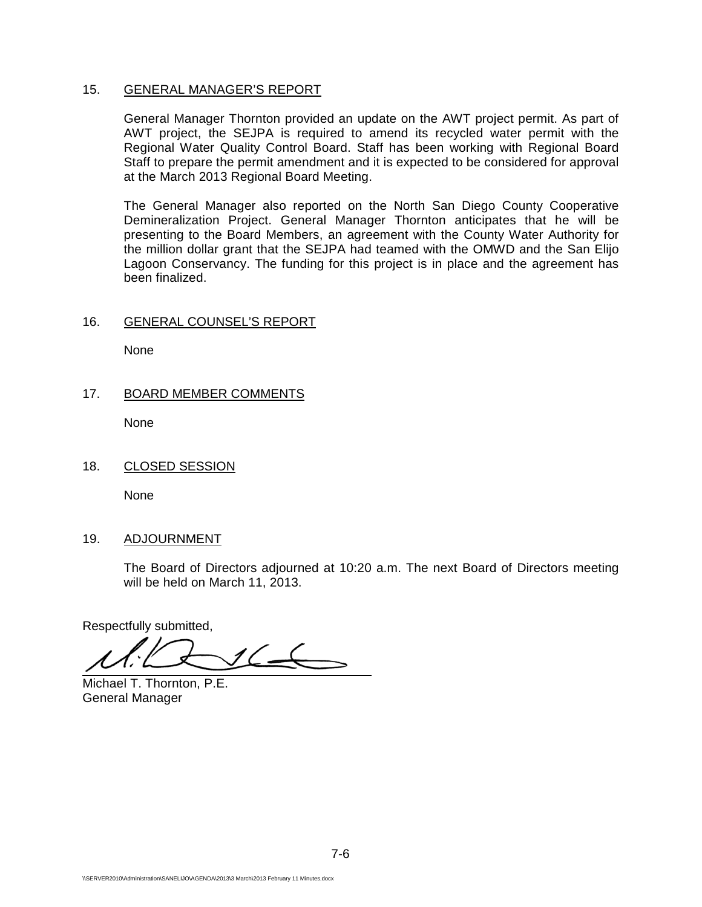15. GENERAL MANAGER'S REPORT

General Manager Thornton provided an update on the AWT project permit. As part of AWT project, the SEJPA is required to amend its recycled water permit with the Regional Water Quality Control Board. Staff has been working with Regional Board Staff to prepare the permit amendment and it is expected to be considered for approval at the March 2013 Regional Board Meeting.

The General Manager also reported on the North San Diego County Cooperative Demineralization Project. General Manager Thornton anticipates that he will be presenting to the Board Members, an agreement with the County Water Authority for the million dollar grant that the SEJPA had teamed with the OMWD and the San Elijo Lagoon Conservancy. The funding for this project is in place and the agreement has been finalized.

16. GENERAL COUNSEL'S REPORT

None

17. BOARD MEMBER COMMENTS

None

18. CLOSED SESSION

None

19. ADJOURNMENT

The Board of Directors adjourned at 10:20 a.m. The next Board of Directors meeting will be held on March 11, 2013.

Respectfully submitted,

Michael T. Thornton, P.E.
General Manager

\\SERVER2010\Administration\SANELIJO\AGENDA\2013\3 March\2013 February 11 Minutes.docx